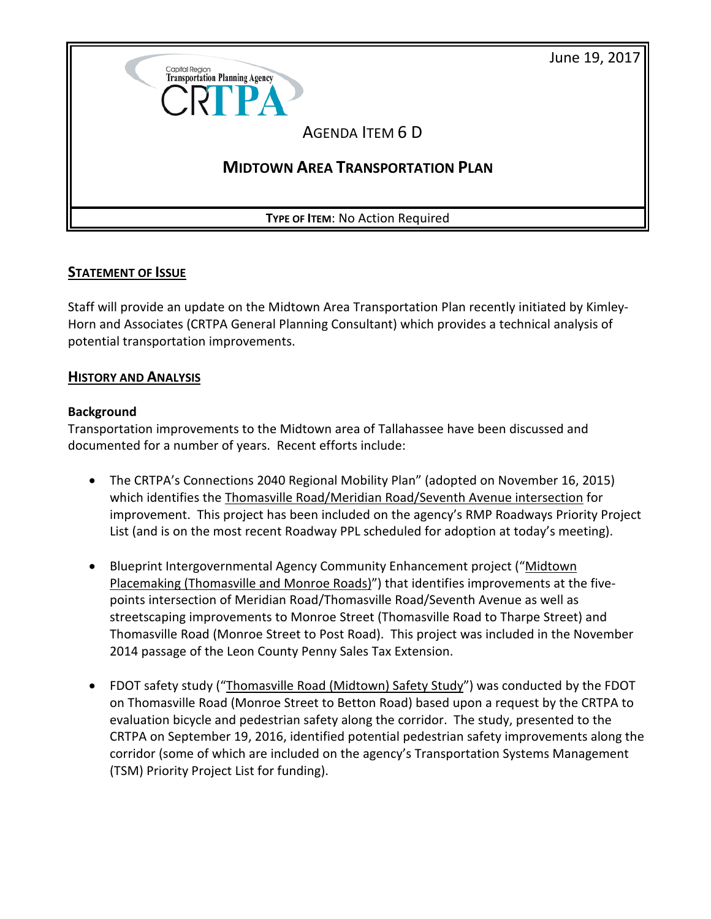June 19, 2017

Capital Region Transportation Planning Agency
CRTPA

# Agenda Item 6 D

## Midtown Area Transportation Plan

**Type of Item**: No Action Required

## Statement of Issue

Staff will provide an update on the Midtown Area Transportation Plan recently initiated by Kimley-Horn and Associates (CRTPA General Planning Consultant) which provides a technical analysis of potential transportation improvements.

## History and Analysis

**Background**

Transportation improvements to the Midtown area of Tallahassee have been discussed and documented for a number of years. Recent efforts include:

- The CRTPA's Connections 2040 Regional Mobility Plan" (adopted on November 16, 2015) which identifies the Thomasville Road/Meridian Road/Seventh Avenue intersection for improvement. This project has been included on the agency's RMP Roadways Priority Project List (and is on the most recent Roadway PPL scheduled for adoption at today's meeting).

- Blueprint Intergovernmental Agency Community Enhancement project ("Midtown Placemaking (Thomasville and Monroe Roads)") that identifies improvements at the five-points intersection of Meridian Road/Thomasville Road/Seventh Avenue as well as streetscaping improvements to Monroe Street (Thomasville Road to Tharpe Street) and Thomasville Road (Monroe Street to Post Road). This project was included in the November 2014 passage of the Leon County Penny Sales Tax Extension.

- FDOT safety study ("Thomasville Road (Midtown) Safety Study") was conducted by the FDOT on Thomasville Road (Monroe Street to Betton Road) based upon a request by the CRTPA to evaluation bicycle and pedestrian safety along the corridor. The study, presented to the CRTPA on September 19, 2016, identified potential pedestrian safety improvements along the corridor (some of which are included on the agency's Transportation Systems Management (TSM) Priority Project List for funding).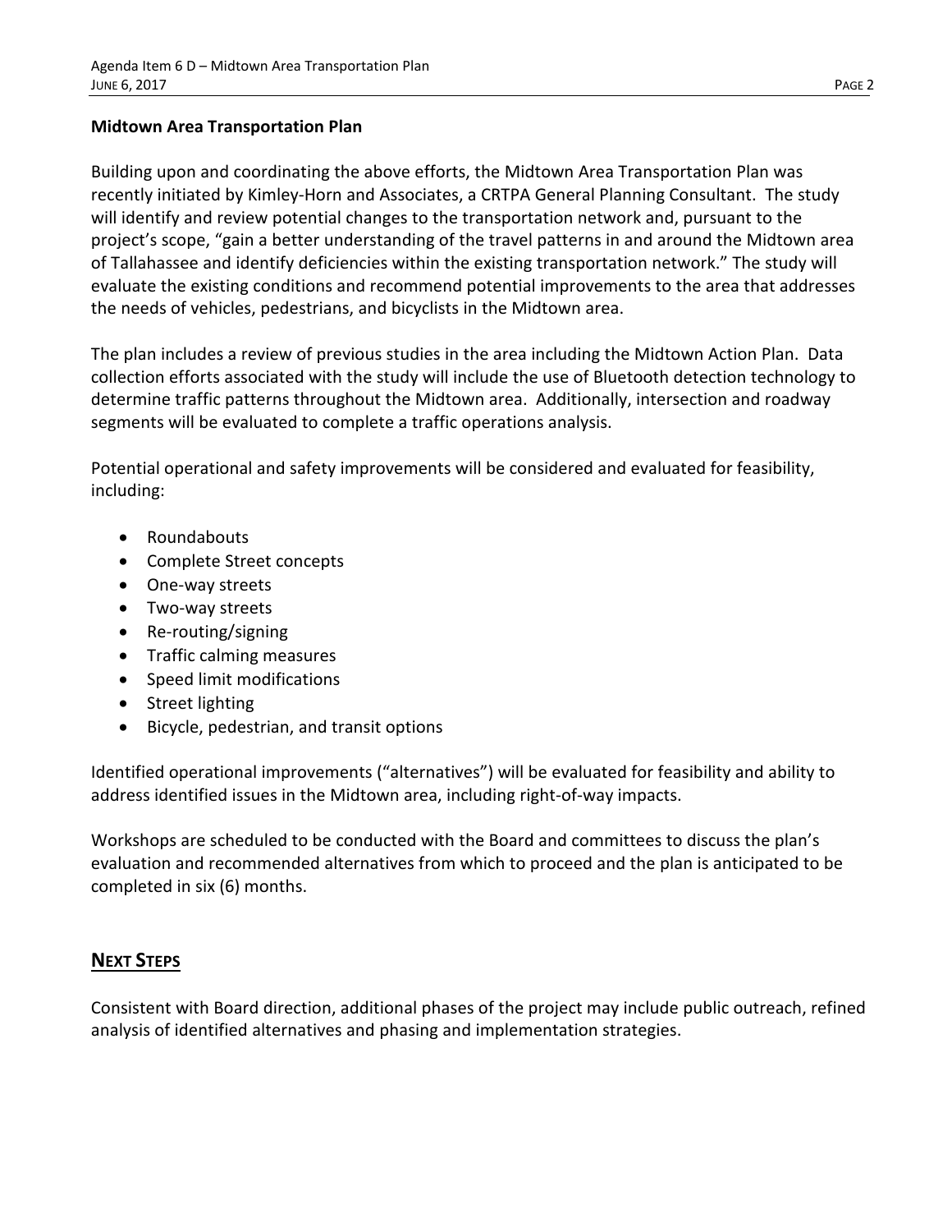**Midtown Area Transportation Plan**

Building upon and coordinating the above efforts, the Midtown Area Transportation Plan was recently initiated by Kimley-Horn and Associates, a CRTPA General Planning Consultant. The study will identify and review potential changes to the transportation network and, pursuant to the project's scope, "gain a better understanding of the travel patterns in and around the Midtown area of Tallahassee and identify deficiencies within the existing transportation network." The study will evaluate the existing conditions and recommend potential improvements to the area that addresses the needs of vehicles, pedestrians, and bicyclists in the Midtown area.

The plan includes a review of previous studies in the area including the Midtown Action Plan. Data collection efforts associated with the study will include the use of Bluetooth detection technology to determine traffic patterns throughout the Midtown area. Additionally, intersection and roadway segments will be evaluated to complete a traffic operations analysis.

Potential operational and safety improvements will be considered and evaluated for feasibility, including:

- Roundabouts
- Complete Street concepts
- One-way streets
- Two-way streets
- Re-routing/signing
- Traffic calming measures
- Speed limit modifications
- Street lighting
- Bicycle, pedestrian, and transit options

Identified operational improvements ("alternatives") will be evaluated for feasibility and ability to address identified issues in the Midtown area, including right-of-way impacts.

Workshops are scheduled to be conducted with the Board and committees to discuss the plan's evaluation and recommended alternatives from which to proceed and the plan is anticipated to be completed in six (6) months.

## NEXT STEPS

Consistent with Board direction, additional phases of the project may include public outreach, refined analysis of identified alternatives and phasing and implementation strategies.